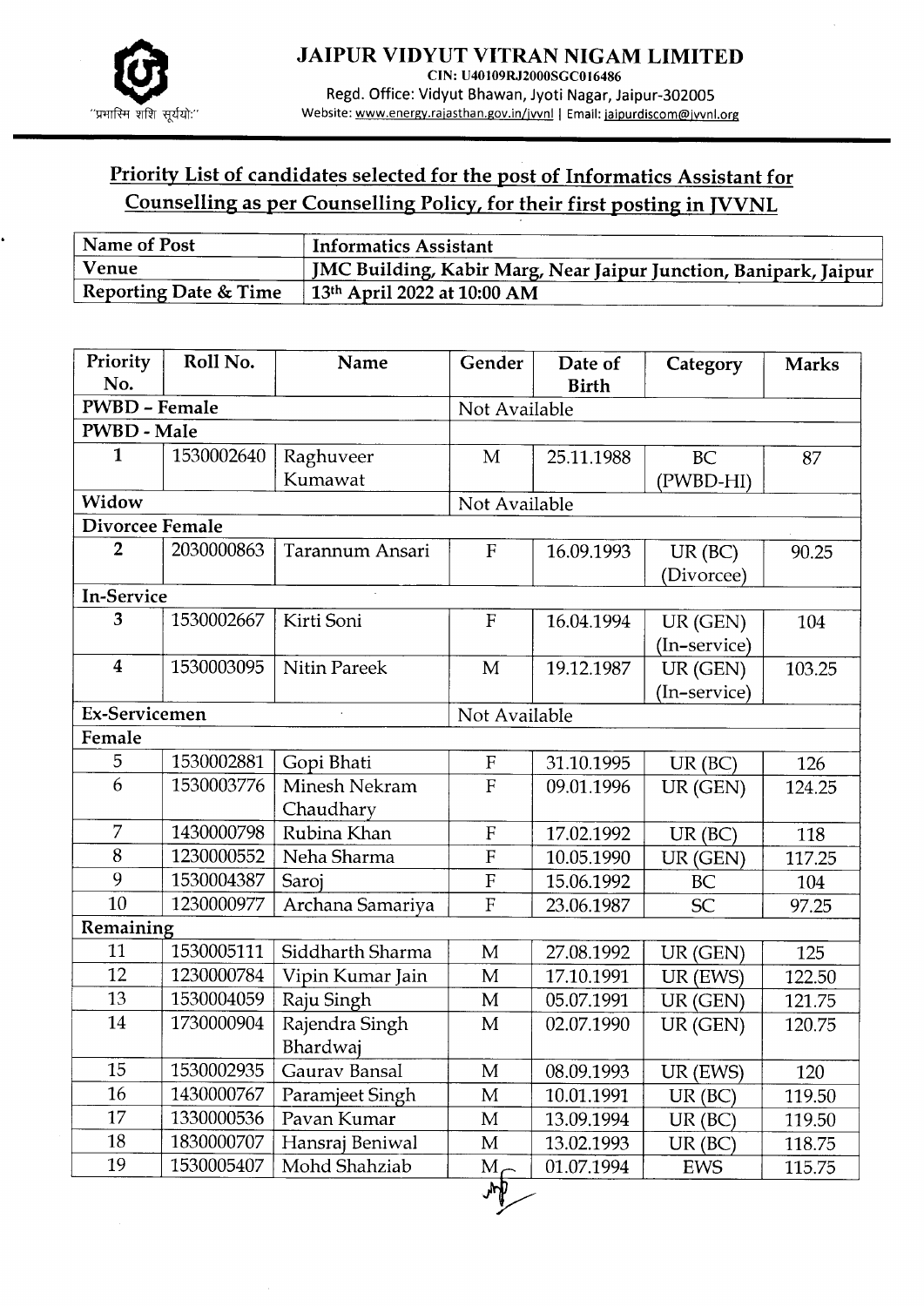# JAIPUR VIDYUT VITRAN NIGAM LIMITED

CIN: U40109RJ2000SGC016486

Regd. Office: Vidyut Bhawan, Jyoti Nagar, Jaipur-302005

Website: www.energy.rajasthan.gov.in/jvvnl | Email: jaipurdiscom@jvvnl.org

"प्रभास्मि शशि सूर्ययोः"

## Priority List of candidates selected for the post of Informatics Assistant for Counselling as per Counselling Policy, for their first posting in JVVNL

| Name of Post | Informatics Assistant |
|---|---|
| Venue | JMC Building, Kabir Marg, Near Jaipur Junction, Banipark, Jaipur |
| Reporting Date & Time | 13th April 2022 at 10:00 AM |

| Priority No. | Roll No. | Name | Gender | Date of Birth | Category | Marks |
|---|---|---|---|---|---|---|
| **PWBD - Female** | | | Not Available | | | |
| **PWBD - Male** | | | | | | |
| 1 | 1530002640 | Raghuveer Kumawat | M | 25.11.1988 | BC (PWBD-HI) | 87 |
| **Widow** | | | Not Available | | | |
| **Divorcee Female** | | | | | | |
| 2 | 2030000863 | Tarannum Ansari | F | 16.09.1993 | UR (BC) (Divorcee) | 90.25 |
| **In-Service** | | | | | | |
| 3 | 1530002667 | Kirti Soni | F | 16.04.1994 | UR (GEN) (In-service) | 104 |
| 4 | 1530003095 | Nitin Pareek | M | 19.12.1987 | UR (GEN) (In-service) | 103.25 |
| **Ex-Servicemen** | | | Not Available | | | |
| **Female** | | | | | | |
| 5 | 1530002881 | Gopi Bhati | F | 31.10.1995 | UR (BC) | 126 |
| 6 | 1530003776 | Minesh Nekram Chaudhary | F | 09.01.1996 | UR (GEN) | 124.25 |
| 7 | 1430000798 | Rubina Khan | F | 17.02.1992 | UR (BC) | 118 |
| 8 | 1230000552 | Neha Sharma | F | 10.05.1990 | UR (GEN) | 117.25 |
| 9 | 1530004387 | Saroj | F | 15.06.1992 | BC | 104 |
| 10 | 1230000977 | Archana Samariya | F | 23.06.1987 | SC | 97.25 |
| **Remaining** | | | | | | |
| 11 | 1530005111 | Siddharth Sharma | M | 27.08.1992 | UR (GEN) | 125 |
| 12 | 1230000784 | Vipin Kumar Jain | M | 17.10.1991 | UR (EWS) | 122.50 |
| 13 | 1530004059 | Raju Singh | M | 05.07.1991 | UR (GEN) | 121.75 |
| 14 | 1730000904 | Rajendra Singh Bhardwaj | M | 02.07.1990 | UR (GEN) | 120.75 |
| 15 | 1530002935 | Gaurav Bansal | M | 08.09.1993 | UR (EWS) | 120 |
| 16 | 1430000767 | Paramjeet Singh | M | 10.01.1991 | UR (BC) | 119.50 |
| 17 | 1330000536 | Pavan Kumar | M | 13.09.1994 | UR (BC) | 119.50 |
| 18 | 1830000707 | Hansraj Beniwal | M | 13.02.1993 | UR (BC) | 118.75 |
| 19 | 1530005407 | Mohd Shahziab | M | 01.07.1994 | EWS | 115.75 |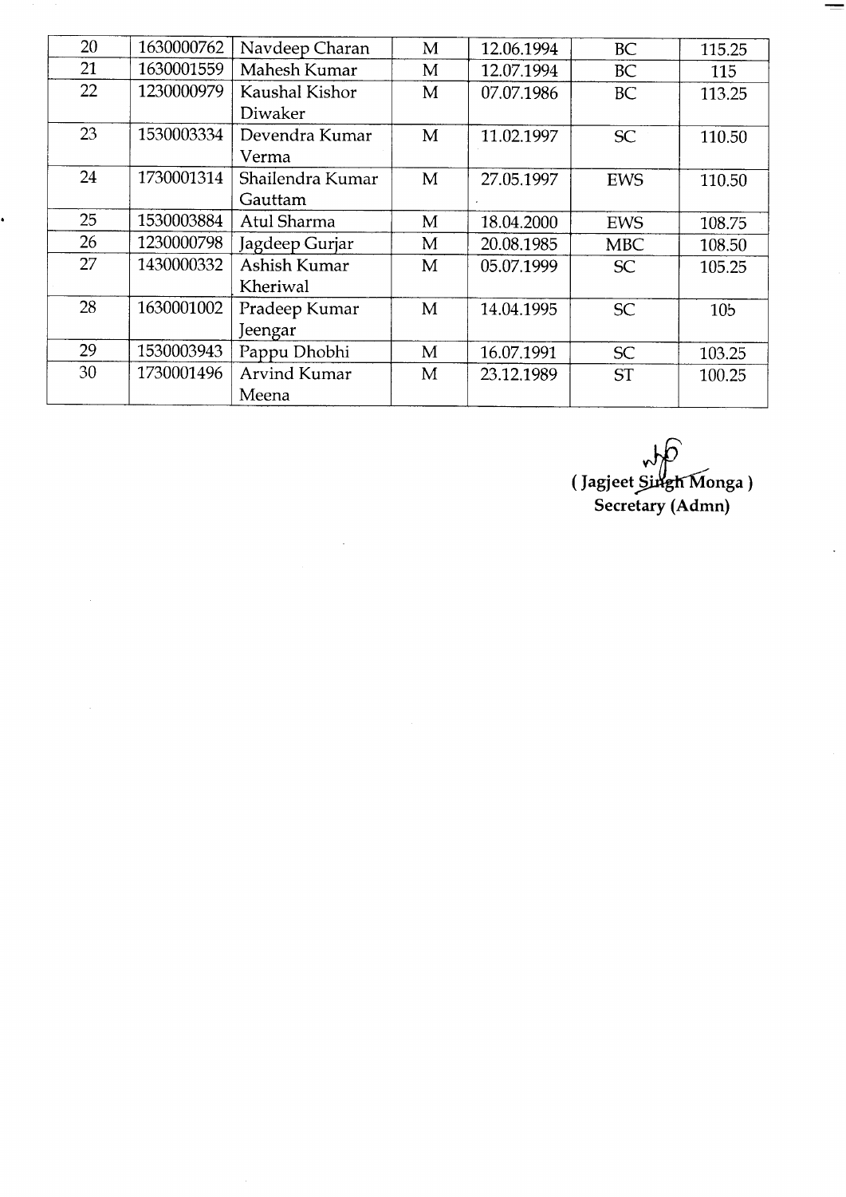| | | | | | | |
|---|---|---|---|---|---|---|
| 20 | 1630000762 | Navdeep Charan | M | 12.06.1994 | BC | 115.25 |
| 21 | 1630001559 | Mahesh Kumar | M | 12.07.1994 | BC | 115 |
| 22 | 1230000979 | Kaushal Kishor Diwaker | M | 07.07.1986 | BC | 113.25 |
| 23 | 1530003334 | Devendra Kumar Verma | M | 11.02.1997 | SC | 110.50 |
| 24 | 1730001314 | Shailendra Kumar Gauttam | M | 27.05.1997 | EWS | 110.50 |
| 25 | 1530003884 | Atul Sharma | M | 18.04.2000 | EWS | 108.75 |
| 26 | 1230000798 | Jagdeep Gurjar | M | 20.08.1985 | MBC | 108.50 |
| 27 | 1430000332 | Ashish Kumar Kheriwal | M | 05.07.1999 | SC | 105.25 |
| 28 | 1630001002 | Pradeep Kumar Jeengar | M | 14.04.1995 | SC | 105 |
| 29 | 1530003943 | Pappu Dhobhi | M | 16.07.1991 | SC | 103.25 |
| 30 | 1730001496 | Arvind Kumar Meena | M | 23.12.1989 | ST | 100.25 |

**( Jagjeet Singh Monga )**
**Secretary (Admn)**